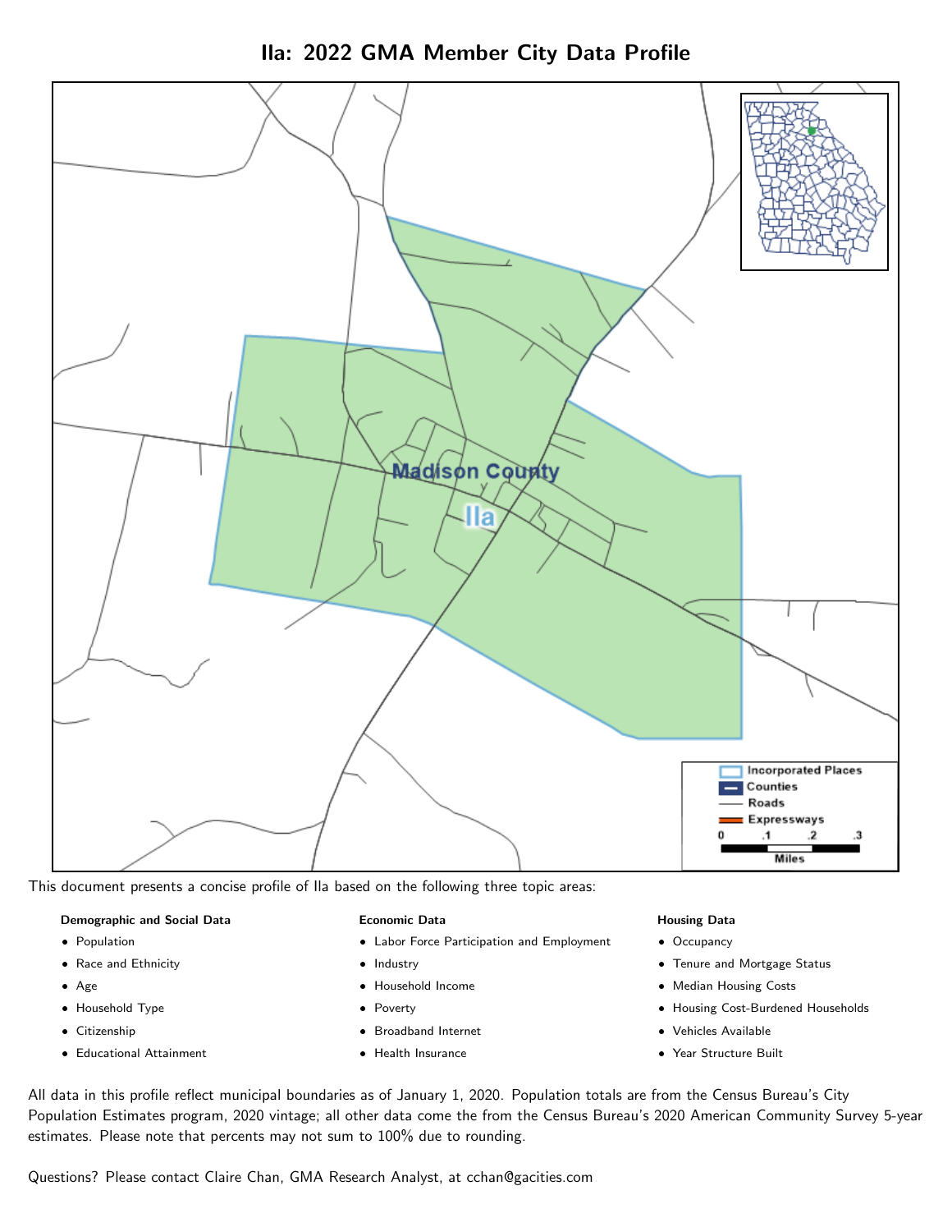# Ila: 2022 GMA Member City Data Profile

Madison County

Ila

Incorporated Places
Counties
Roads
Expressways

0 .1 .2 .3
Miles

This document presents a concise profile of Ila based on the following three topic areas:

**Demographic and Social Data**

- Population
- Race and Ethnicity
- Age
- Household Type
- Citizenship
- Educational Attainment

**Economic Data**

- Labor Force Participation and Employment
- Industry
- Household Income
- Poverty
- Broadband Internet
- Health Insurance

**Housing Data**

- Occupancy
- Tenure and Mortgage Status
- Median Housing Costs
- Housing Cost-Burdened Households
- Vehicles Available
- Year Structure Built

All data in this profile reflect municipal boundaries as of January 1, 2020. Population totals are from the Census Bureau's City Population Estimates program, 2020 vintage; all other data come the from the Census Bureau's 2020 American Community Survey 5-year estimates. Please note that percents may not sum to 100% due to rounding.

Questions? Please contact Claire Chan, GMA Research Analyst, at cchan@gacities.com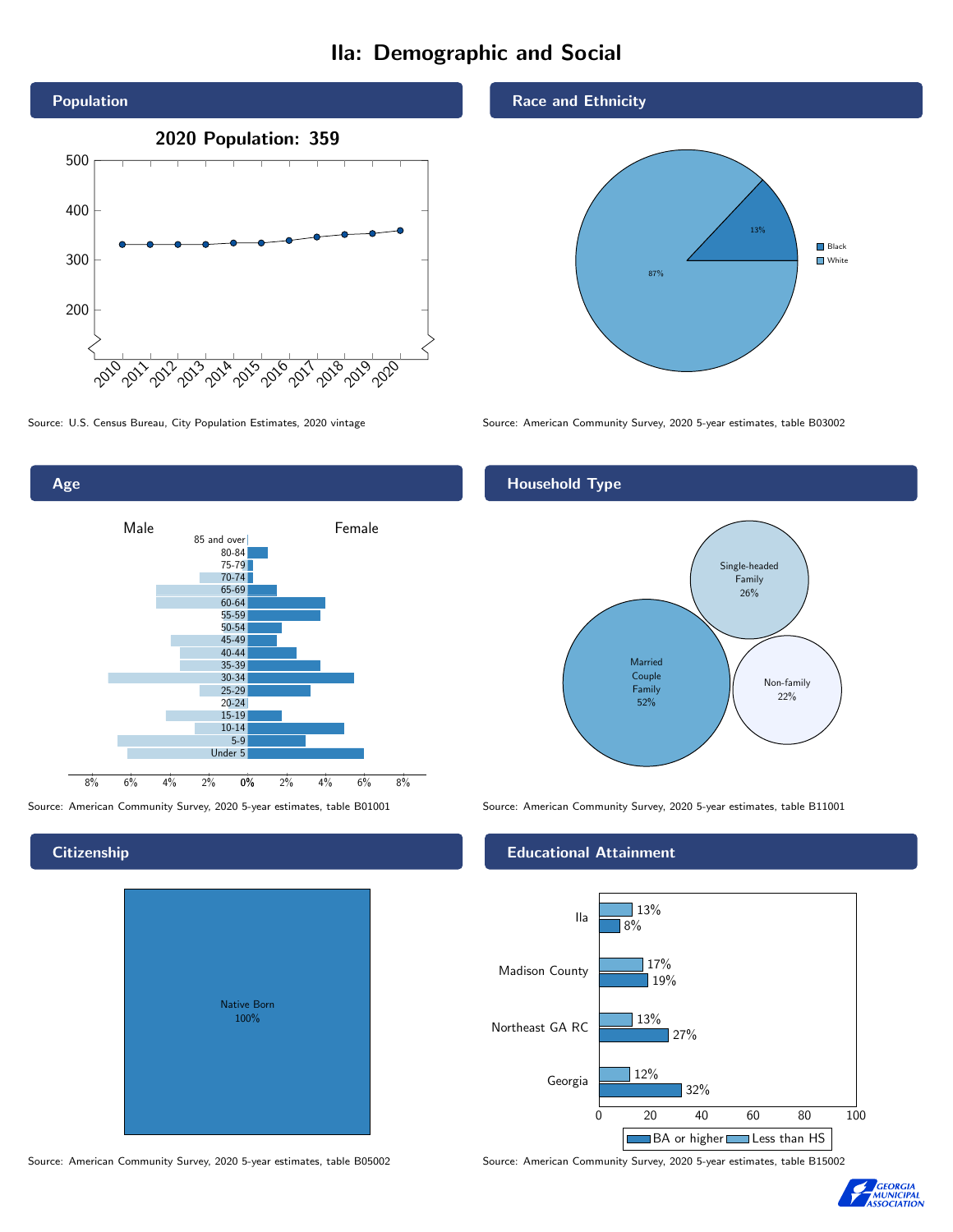# Ila: Demographic and Social

## Population

**2020 Population: 359**

Source: U.S. Census Bureau, City Population Estimates, 2020 vintage

## Race and Ethnicity

| Race | Percent |
|---|---|
| Black | 13% |
| White | 87% |

Source: American Community Survey, 2020 5-year estimates, table B03002

## Age

Source: American Community Survey, 2020 5-year estimates, table B01001

## Household Type

| Household Type | Percent |
|---|---|
| Married Couple Family | 52% |
| Single-headed Family | 26% |
| Non-family | 22% |

Source: American Community Survey, 2020 5-year estimates, table B11001

## Citizenship

Native Born 100%

Source: American Community Survey, 2020 5-year estimates, table B05002

## Educational Attainment

| Area | Less than HS | BA or higher |
|---|---|---|
| Ila | 13% | 8% |
| Madison County | 17% | 19% |
| Northeast GA RC | 13% | 27% |
| Georgia | 12% | 32% |

Source: American Community Survey, 2020 5-year estimates, table B15002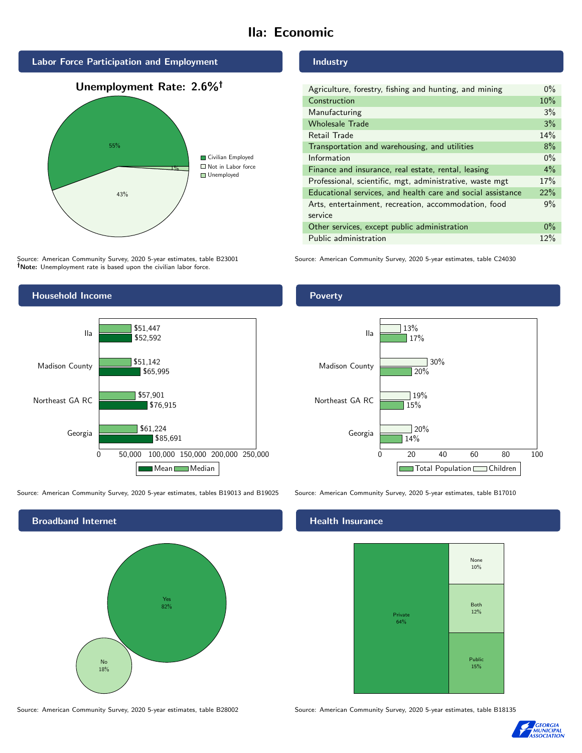# Ila: Economic

## Labor Force Participation and Employment

**Unemployment Rate: 2.6%†**

| Category | Percent |
|---|---|
| Civilian Employed | 55% |
| Not in Labor force | 43% |
| Unemployed | 1% |

Source: American Community Survey, 2020 5-year estimates, table B23001
**†Note:** Unemployment rate is based upon the civilian labor force.

## Industry

| Industry | Percent |
|---|---|
| Agriculture, forestry, fishing and hunting, and mining | 0% |
| Construction | 10% |
| Manufacturing | 3% |
| Wholesale Trade | 3% |
| Retail Trade | 14% |
| Transportation and warehousing, and utilities | 8% |
| Information | 0% |
| Finance and insurance, real estate, rental, leasing | 4% |
| Professional, scientific, mgt, administrative, waste mgt | 17% |
| Educational services, and health care and social assistance | 22% |
| Arts, entertainment, recreation, accommodation, food service | 9% |
| Other services, except public administration | 0% |
| Public administration | 12% |

Source: American Community Survey, 2020 5-year estimates, table C24030

## Household Income

| | Median | Mean |
|---|---|---|
| Ila | $51,447 | $52,592 |
| Madison County | $51,142 | $65,995 |
| Northeast GA RC | $57,901 | $76,915 |
| Georgia | $61,224 | $85,691 |

Source: American Community Survey, 2020 5-year estimates, tables B19013 and B19025

## Poverty

| | Children | Total Population |
|---|---|---|
| Ila | 13% | 17% |
| Madison County | 30% | 20% |
| Northeast GA RC | 19% | 15% |
| Georgia | 20% | 14% |

Source: American Community Survey, 2020 5-year estimates, table B17010

## Broadband Internet

| Broadband | Percent |
|---|---|
| Yes | 82% |
| No | 18% |

Source: American Community Survey, 2020 5-year estimates, table B28002

## Health Insurance

| Type | Percent |
|---|---|
| Private | 64% |
| Public | 15% |
| Both | 12% |
| None | 10% |

Source: American Community Survey, 2020 5-year estimates, table B18135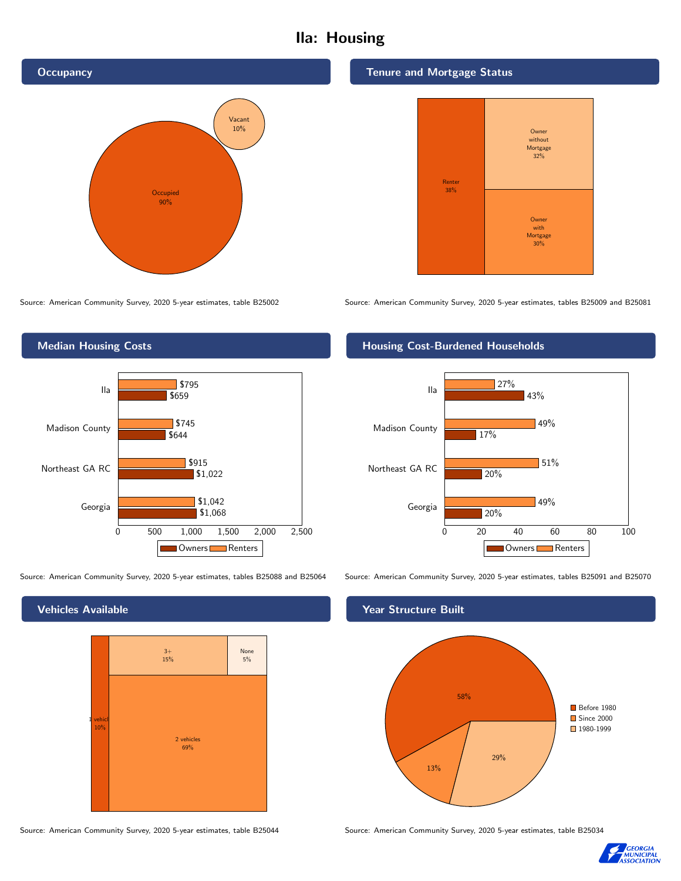# Ila: Housing

## Occupancy

Vacant
10%

Occupied
90%

Source: American Community Survey, 2020 5-year estimates, table B25002

## Tenure and Mortgage Status

Renter
38%

Owner
without
Mortgage
32%

Owner
with
Mortgage
30%

Source: American Community Survey, 2020 5-year estimates, tables B25009 and B25081

## Median Housing Costs

Ila
$795
$659

Madison County
$745
$644

Northeast GA RC
$915
$1,022

Georgia
$1,042
$1,068

0
500
1,000
1,500
2,000
2,500

Owners
Renters

Source: American Community Survey, 2020 5-year estimates, tables B25088 and B25064

## Housing Cost-Burdened Households

Ila
27%
43%

Madison County
49%
17%

Northeast GA RC
51%
20%

Georgia
49%
20%

0
20
40
60
80
100

Owners
Renters

Source: American Community Survey, 2020 5-year estimates, tables B25091 and B25070

## Vehicles Available

1 vehicl
10%

3+
15%

None
5%

2 vehicles
69%

Source: American Community Survey, 2020 5-year estimates, table B25044

## Year Structure Built

58%
13%
29%

Before 1980
Since 2000
1980-1999

Source: American Community Survey, 2020 5-year estimates, table B25034